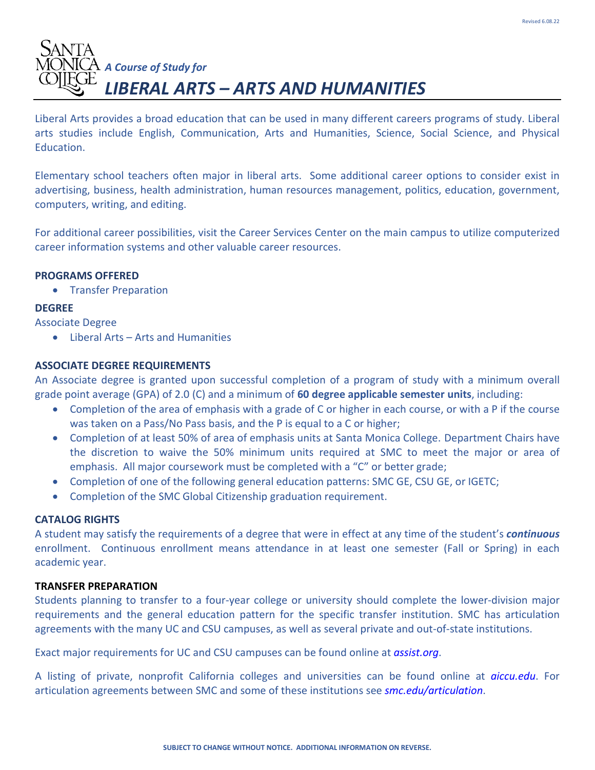*A Course of Study for*

# *LIBERAL ARTS – ARTS AND HUMANITIES*

Liberal Arts provides a broad education that can be used in many different careers programs of study. Liberal arts studies include English, Communication, Arts and Humanities, Science, Social Science, and Physical Education.

Elementary school teachers often major in liberal arts. Some additional career options to consider exist in advertising, business, health administration, human resources management, politics, education, government, computers, writing, and editing.

For additional career possibilities, visit the Career Services Center on the main campus to utilize computerized career information systems and other valuable career resources.

**PROGRAMS OFFERED**

- Transfer Preparation

**DEGREE**

Associate Degree

- Liberal Arts – Arts and Humanities

**ASSOCIATE DEGREE REQUIREMENTS**

An Associate degree is granted upon successful completion of a program of study with a minimum overall grade point average (GPA) of 2.0 (C) and a minimum of **60 degree applicable semester units**, including:

- Completion of the area of emphasis with a grade of C or higher in each course, or with a P if the course was taken on a Pass/No Pass basis, and the P is equal to a C or higher;
- Completion of at least 50% of area of emphasis units at Santa Monica College. Department Chairs have the discretion to waive the 50% minimum units required at SMC to meet the major or area of emphasis. All major coursework must be completed with a "C" or better grade;
- Completion of one of the following general education patterns: SMC GE, CSU GE, or IGETC;
- Completion of the SMC Global Citizenship graduation requirement.

**CATALOG RIGHTS**

A student may satisfy the requirements of a degree that were in effect at any time of the student's ***continuous*** enrollment. Continuous enrollment means attendance in at least one semester (Fall or Spring) in each academic year.

**TRANSFER PREPARATION**

Students planning to transfer to a four-year college or university should complete the lower-division major requirements and the general education pattern for the specific transfer institution. SMC has articulation agreements with the many UC and CSU campuses, as well as several private and out-of-state institutions.

Exact major requirements for UC and CSU campuses can be found online at ***assist.org***.

A listing of private, nonprofit California colleges and universities can be found online at ***aiccu.edu***. For articulation agreements between SMC and some of these institutions see ***smc.edu/articulation***.

**SUBJECT TO CHANGE WITHOUT NOTICE. ADDITIONAL INFORMATION ON REVERSE.**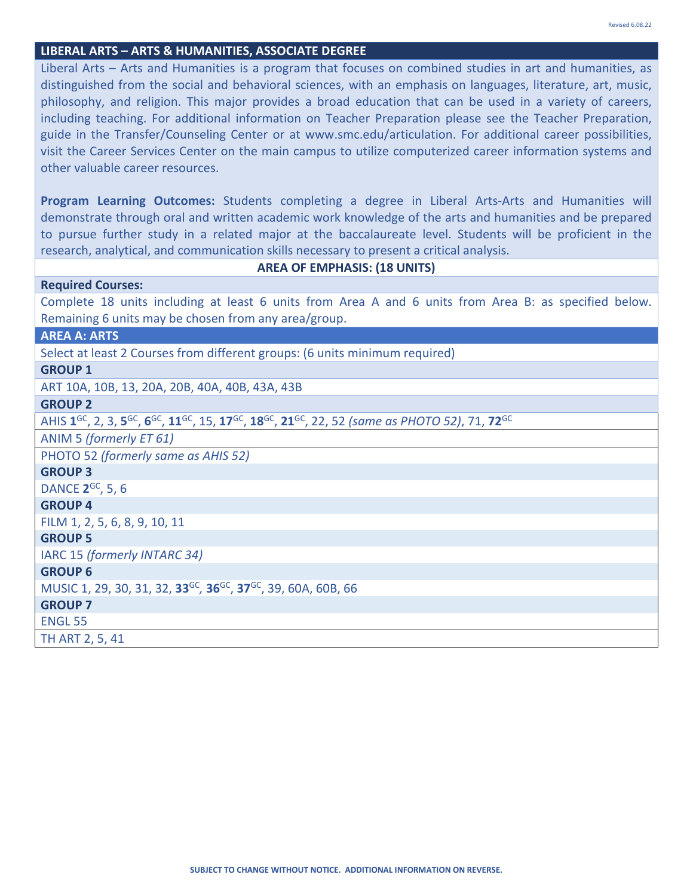## LIBERAL ARTS – ARTS & HUMANITIES, ASSOCIATE DEGREE

Liberal Arts – Arts and Humanities is a program that focuses on combined studies in art and humanities, as distinguished from the social and behavioral sciences, with an emphasis on languages, literature, art, music, philosophy, and religion. This major provides a broad education that can be used in a variety of careers, including teaching. For additional information on Teacher Preparation please see the Teacher Preparation, guide in the Transfer/Counseling Center or at www.smc.edu/articulation. For additional career possibilities, visit the Career Services Center on the main campus to utilize computerized career information systems and other valuable career resources.

**Program Learning Outcomes:** Students completing a degree in Liberal Arts-Arts and Humanities will demonstrate through oral and written academic work knowledge of the arts and humanities and be prepared to pursue further study in a related major at the baccalaureate level. Students will be proficient in the research, analytical, and communication skills necessary to present a critical analysis.

### AREA OF EMPHASIS: (18 UNITS)

**Required Courses:**

Complete 18 units including at least 6 units from Area A and 6 units from Area B: as specified below. Remaining 6 units may be chosen from any area/group.

### AREA A: ARTS

Select at least 2 Courses from different groups: (6 units minimum required)

**GROUP 1**

ART 10A, 10B, 13, 20A, 20B, 40A, 40B, 43A, 43B

**GROUP 2**

AHIS **1**[GC], 2, 3, **5**[GC], **6**[GC], **11**[GC], 15, **17**[GC], **18**[GC], **21**[GC], 22, 52 *(same as PHOTO 52)*, 71, **72**[GC]

ANIM 5 *(formerly ET 61)*

PHOTO 52 *(formerly same as AHIS 52)*

**GROUP 3**

DANCE **2**[GC], 5, 6

**GROUP 4**

FILM 1, 2, 5, 6, 8, 9, 10, 11

**GROUP 5**

IARC 15 *(formerly INTARC 34)*

**GROUP 6**

MUSIC 1, 29, 30, 31, 32, **33**[GC], **36**[GC], **37**[GC], 39, 60A, 60B, 66

**GROUP 7**

ENGL 55

TH ART 2, 5, 41

SUBJECT TO CHANGE WITHOUT NOTICE. ADDITIONAL INFORMATION ON REVERSE.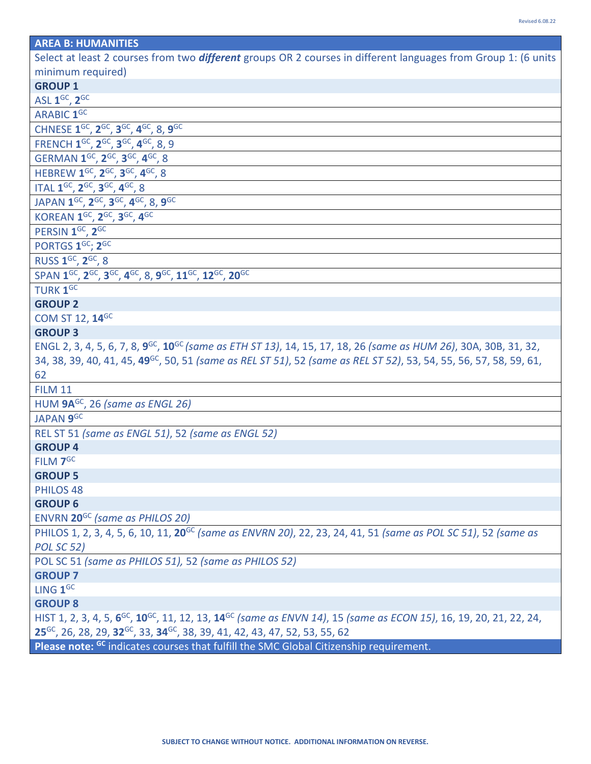Revised 6.08.22

| AREA B: HUMANITIES |
|---|
| Select at least 2 courses from two ***different*** groups OR 2 courses in different languages from Group 1: (6 units minimum required) |
| **GROUP 1** |
| ASL **1**GC, **2**GC |
| ARABIC **1**GC |
| CHNESE **1**GC, **2**GC, **3**GC, **4**GC, 8, **9**GC |
| FRENCH **1**GC, **2**GC, **3**GC, **4**GC, 8, 9 |
| GERMAN **1**GC, **2**GC, **3**GC, **4**GC, 8 |
| HEBREW **1**GC, **2**GC, **3**GC, **4**GC, 8 |
| ITAL **1**GC, **2**GC, **3**GC, **4**GC, 8 |
| JAPAN **1**GC, **2**GC, **3**GC, **4**GC, 8, **9**GC |
| KOREAN **1**GC, **2**GC, **3**GC, **4**GC |
| PERSIN **1**GC, **2**GC |
| PORTGS **1**GC; **2**GC |
| RUSS **1**GC, **2**GC, 8 |
| SPAN **1**GC, **2**GC, **3**GC, **4**GC, 8, **9**GC, **11**GC, **12**GC, **20**GC |
| TURK **1**GC |
| **GROUP 2** |
| COM ST 12, **14**GC |
| **GROUP 3** |
| ENGL 2, 3, 4, 5, 6, 7, 8, **9**GC, **10**GC *(same as ETH ST 13)*, 14, 15, 17, 18, 26 *(same as HUM 26)*, 30A, 30B, 31, 32, 34, 38, 39, 40, 41, 45, **49**GC, 50, 51 *(same as REL ST 51)*, 52 *(same as REL ST 52)*, 53, 54, 55, 56, 57, 58, 59, 61, 62 |
| FILM 11 |
| HUM **9A**GC, 26 *(same as ENGL 26)* |
| JAPAN **9**GC |
| REL ST 51 *(same as ENGL 51)*, 52 *(same as ENGL 52)* |
| **GROUP 4** |
| FILM **7**GC |
| **GROUP 5** |
| PHILOS 48 |
| **GROUP 6** |
| ENVRN **20**GC *(same as PHILOS 20)* |
| PHILOS 1, 2, 3, 4, 5, 6, 10, 11, **20**GC *(same as ENVRN 20)*, 22, 23, 24, 41, 51 *(same as POL SC 51)*, 52 *(same as POL SC 52)* |
| POL SC 51 *(same as PHILOS 51)*, 52 *(same as PHILOS 52)* |
| **GROUP 7** |
| LING **1**GC |
| **GROUP 8** |
| HIST 1, 2, 3, 4, 5, **6**GC, **10**GC, 11, 12, 13, **14**GC *(same as ENVN 14)*, 15 *(same as ECON 15)*, 16, 19, 20, 21, 22, 24, **25**GC, 26, 28, 29, **32**GC, 33, **34**GC, 38, 39, 41, 42, 43, 47, 52, 53, 55, 62 |
| **Please note: GC** indicates courses that fulfill the SMC Global Citizenship requirement. |

**SUBJECT TO CHANGE WITHOUT NOTICE. ADDITIONAL INFORMATION ON REVERSE.**